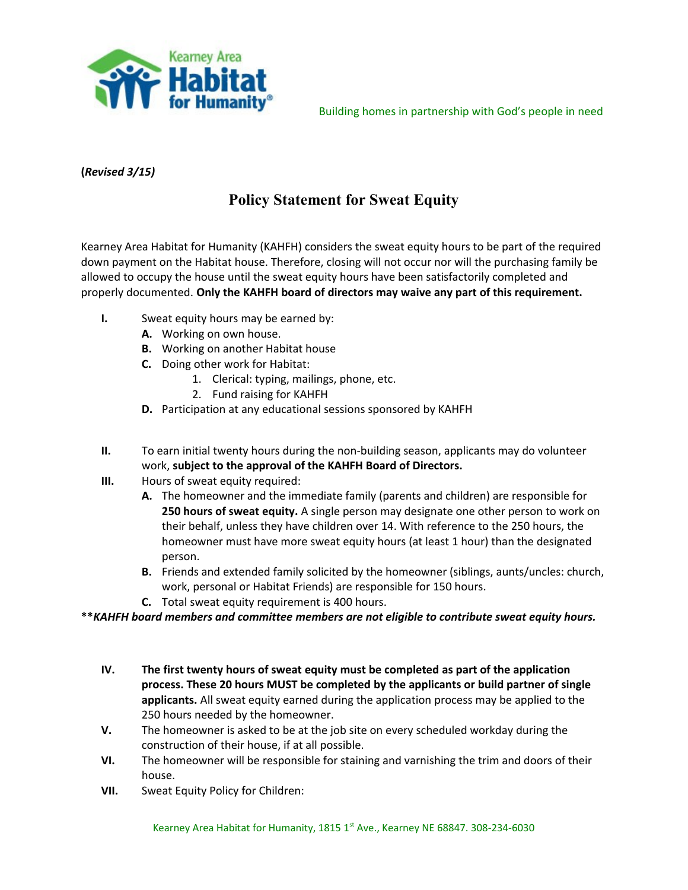Kearney Area Habitat for Humanity

Building homes in partnership with God's people in need

**(*Revised 3/15)***

# Policy Statement for Sweat Equity

Kearney Area Habitat for Humanity (KAHFH) considers the sweat equity hours to be part of the required down payment on the Habitat house. Therefore, closing will not occur nor will the purchasing family be allowed to occupy the house until the sweat equity hours have been satisfactorily completed and properly documented. **Only the KAHFH board of directors may waive any part of this requirement.**

**I.** Sweat equity hours may be earned by:

- **A.** Working on own house.
- **B.** Working on another Habitat house
- **C.** Doing other work for Habitat:
  1. Clerical: typing, mailings, phone, etc.
  2. Fund raising for KAHFH
- **D.** Participation at any educational sessions sponsored by KAHFH

**II.** To earn initial twenty hours during the non-building season, applicants may do volunteer work, **subject to the approval of the KAHFH Board of Directors.**

**III.** Hours of sweat equity required:

- **A.** The homeowner and the immediate family (parents and children) are responsible for **250 hours of sweat equity.** A single person may designate one other person to work on their behalf, unless they have children over 14. With reference to the 250 hours, the homeowner must have more sweat equity hours (at least 1 hour) than the designated person.
- **B.** Friends and extended family solicited by the homeowner (siblings, aunts/uncles: church, work, personal or Habitat Friends) are responsible for 150 hours.
- **C.** Total sweat equity requirement is 400 hours.

***\*\*KAHFH board members and committee members are not eligible to contribute sweat equity hours.***

**IV.** **The first twenty hours of sweat equity must be completed as part of the application process. These 20 hours MUST be completed by the applicants or build partner of single applicants.** All sweat equity earned during the application process may be applied to the 250 hours needed by the homeowner.

**V.** The homeowner is asked to be at the job site on every scheduled workday during the construction of their house, if at all possible.

**VI.** The homeowner will be responsible for staining and varnishing the trim and doors of their house.

**VII.** Sweat Equity Policy for Children: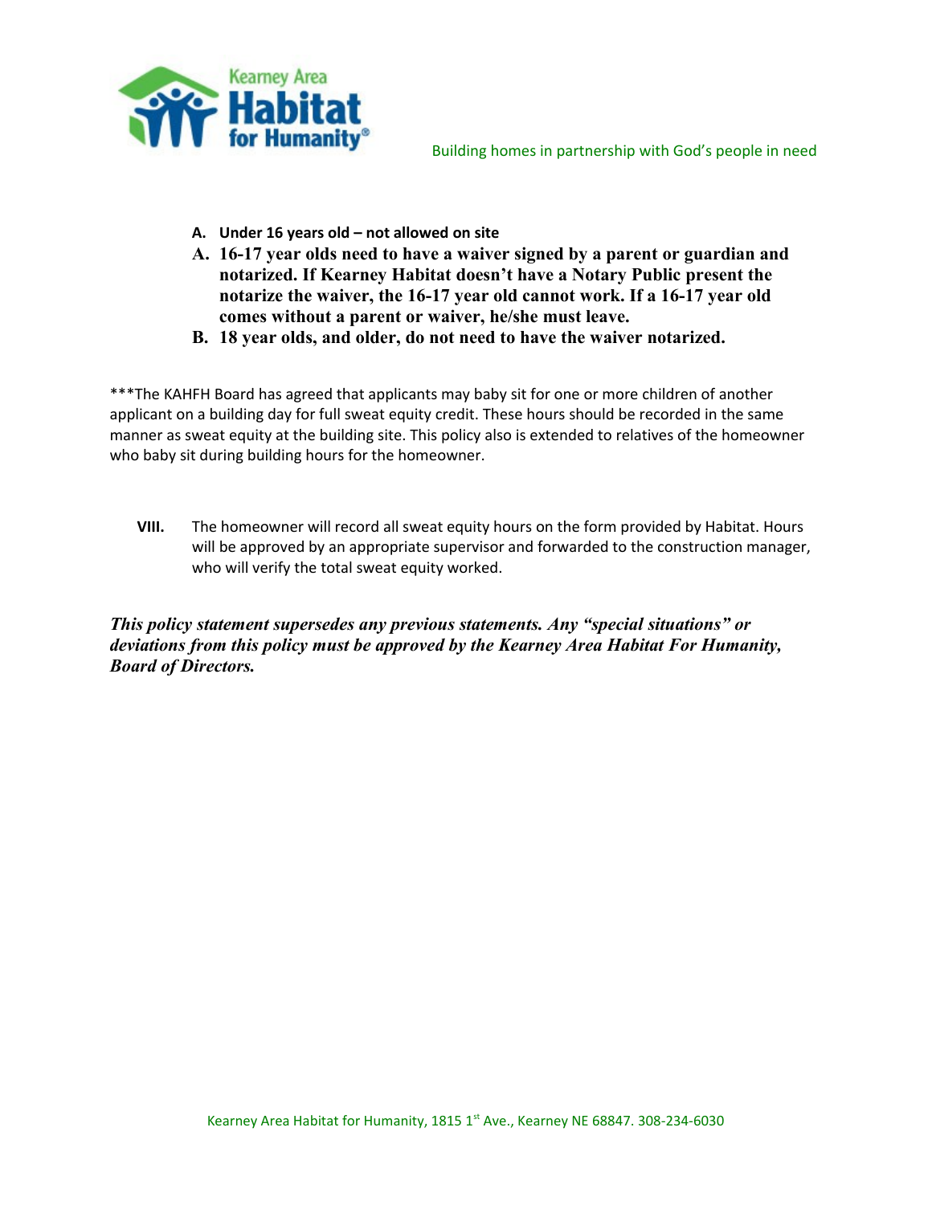A. **Under 16 years old – not allowed on site**
A. **16-17 year olds need to have a waiver signed by a parent or guardian and notarized. If Kearney Habitat doesn't have a Notary Public present the notarize the waiver, the 16-17 year old cannot work. If a 16-17 year old comes without a parent or waiver, he/she must leave.**
B. **18 year olds, and older, do not need to have the waiver notarized.**

***The KAHFH Board has agreed that applicants may baby sit for one or more children of another applicant on a building day for full sweat equity credit. These hours should be recorded in the same manner as sweat equity at the building site. This policy also is extended to relatives of the homeowner who baby sit during building hours for the homeowner.

**VIII.** The homeowner will record all sweat equity hours on the form provided by Habitat. Hours will be approved by an appropriate supervisor and forwarded to the construction manager, who will verify the total sweat equity worked.

***This policy statement supersedes any previous statements. Any "special situations" or deviations from this policy must be approved by the Kearney Area Habitat For Humanity, Board of Directors.***